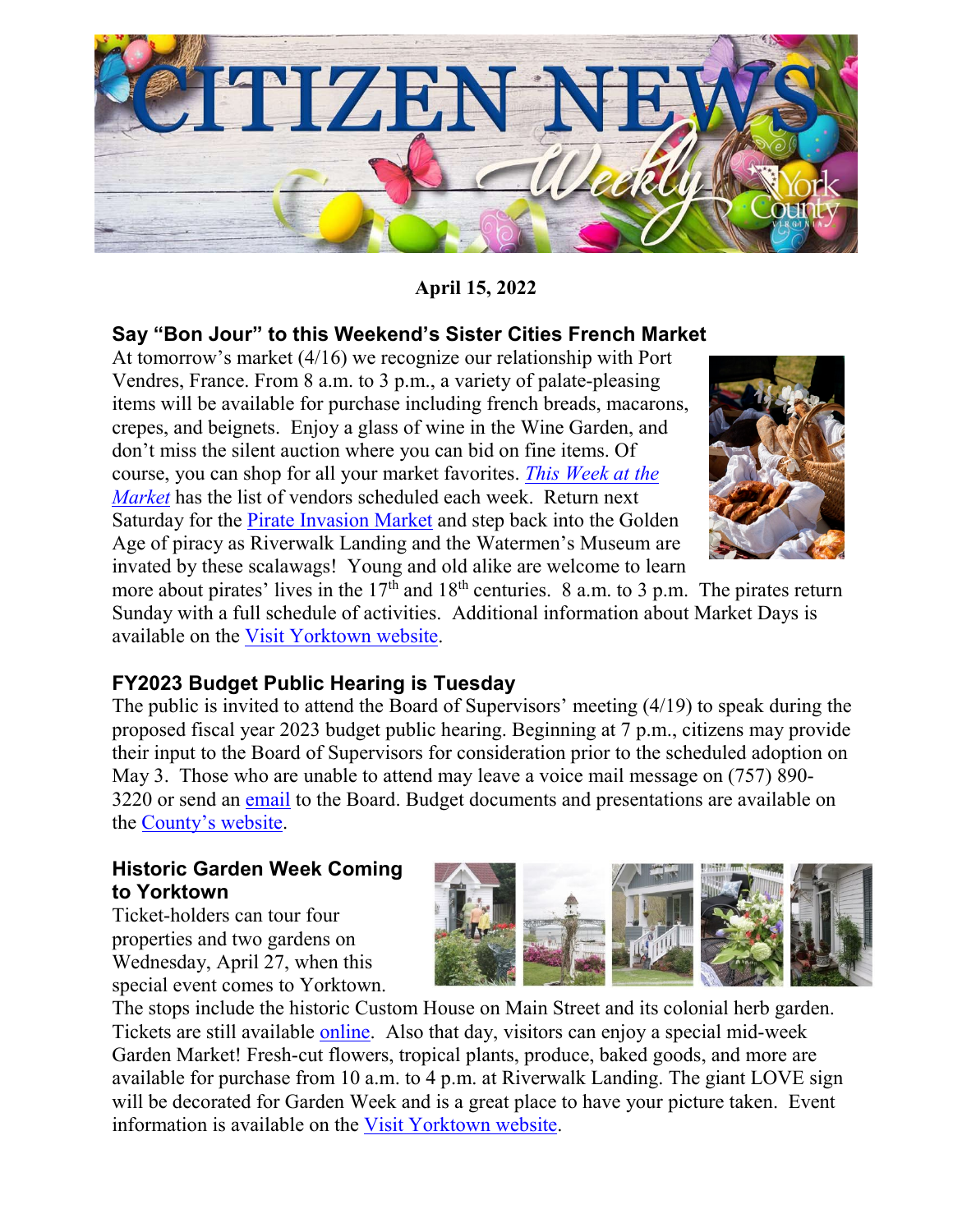# CITIZEN NEWS Weekly

**April 15, 2022**

## Say "Bon Jour" to this Weekend's Sister Cities French Market

At tomorrow's market (4/16) we recognize our relationship with Port Vendres, France. From 8 a.m. to 3 p.m., a variety of palate-pleasing items will be available for purchase including french breads, macarons, crepes, and beignets. Enjoy a glass of wine in the Wine Garden, and don't miss the silent auction where you can bid on fine items. Of course, you can shop for all your market favorites. *This Week at the Market* has the list of vendors scheduled each week. Return next Saturday for the Pirate Invasion Market and step back into the Golden Age of piracy as Riverwalk Landing and the Watermen's Museum are invated by these scalawags! Young and old alike are welcome to learn more about pirates' lives in the 17th and 18th centuries. 8 a.m. to 3 p.m. The pirates return Sunday with a full schedule of activities. Additional information about Market Days is available on the Visit Yorktown website.

## FY2023 Budget Public Hearing is Tuesday

The public is invited to attend the Board of Supervisors' meeting (4/19) to speak during the proposed fiscal year 2023 budget public hearing. Beginning at 7 p.m., citizens may provide their input to the Board of Supervisors for consideration prior to the scheduled adoption on May 3. Those who are unable to attend may leave a voice mail message on (757) 890-3220 or send an email to the Board. Budget documents and presentations are available on the County's website.

## Historic Garden Week Coming to Yorktown

Ticket-holders can tour four properties and two gardens on Wednesday, April 27, when this special event comes to Yorktown. The stops include the historic Custom House on Main Street and its colonial herb garden. Tickets are still available online. Also that day, visitors can enjoy a special mid-week Garden Market! Fresh-cut flowers, tropical plants, produce, baked goods, and more are available for purchase from 10 a.m. to 4 p.m. at Riverwalk Landing. The giant LOVE sign will be decorated for Garden Week and is a great place to have your picture taken. Event information is available on the Visit Yorktown website.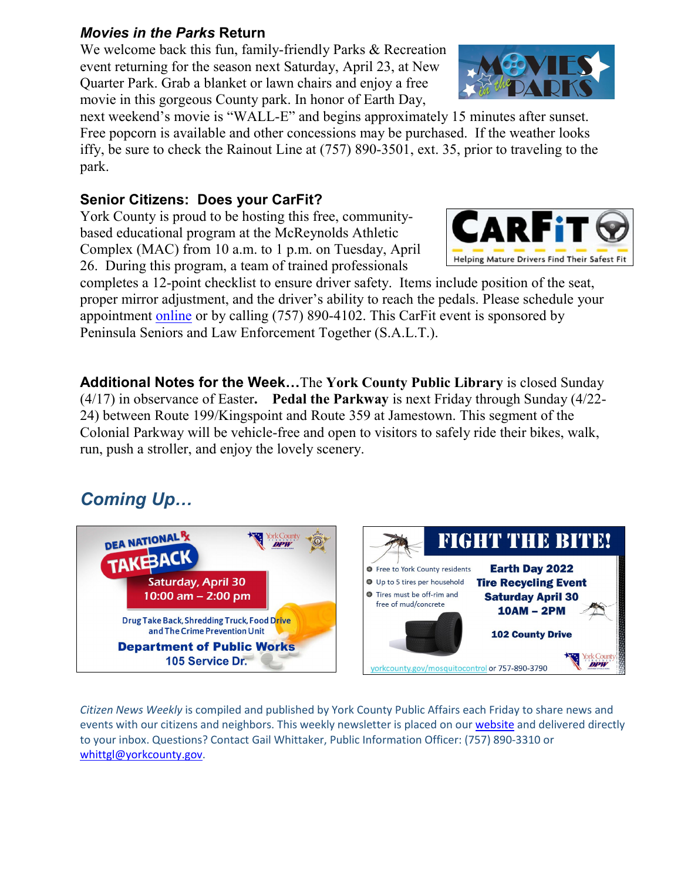### *Movies in the Parks* Return

We welcome back this fun, family-friendly Parks & Recreation event returning for the season next Saturday, April 23, at New Quarter Park. Grab a blanket or lawn chairs and enjoy a free movie in this gorgeous County park. In honor of Earth Day, next weekend's movie is "WALL-E" and begins approximately 15 minutes after sunset. Free popcorn is available and other concessions may be purchased. If the weather looks iffy, be sure to check the Rainout Line at (757) 890-3501, ext. 35, prior to traveling to the park.

### Senior Citizens: Does your CarFit?

York County is proud to be hosting this free, community-based educational program at the McReynolds Athletic Complex (MAC) from 10 a.m. to 1 p.m. on Tuesday, April 26. During this program, a team of trained professionals completes a 12-point checklist to ensure driver safety. Items include position of the seat, proper mirror adjustment, and the driver's ability to reach the pedals. Please schedule your appointment online or by calling (757) 890-4102. This CarFit event is sponsored by Peninsula Seniors and Law Enforcement Together (S.A.L.T.).

**Additional Notes for the Week…**The **York County Public Library** is closed Sunday (4/17) in observance of Easter**. Pedal the Parkway** is next Friday through Sunday (4/22-24) between Route 199/Kingspoint and Route 359 at Jamestown. This segment of the Colonial Parkway will be vehicle-free and open to visitors to safely ride their bikes, walk, run, push a stroller, and enjoy the lovely scenery.

## *Coming Up…*

DEA NATIONAL TAKEBACK
Saturday, April 30
10:00 am – 2:00 pm
Drug Take Back, Shredding Truck, Food Drive and The Crime Prevention Unit
**Department of Public Works**
**105 Service Dr.**

FIGHT THE BITE!
- Free to York County residents
- Up to 5 tires per household
- Tires must be off-rim and free of mud/concrete

**Earth Day 2022**
**Tire Recycling Event**
**Saturday April 30**
**10AM – 2PM**
**102 County Drive**

yorkcounty.gov/mosquitocontrol or 757-890-3790

*Citizen News Weekly* is compiled and published by York County Public Affairs each Friday to share news and events with our citizens and neighbors. This weekly newsletter is placed on our website and delivered directly to your inbox. Questions? Contact Gail Whittaker, Public Information Officer: (757) 890-3310 or whittgl@yorkcounty.gov.